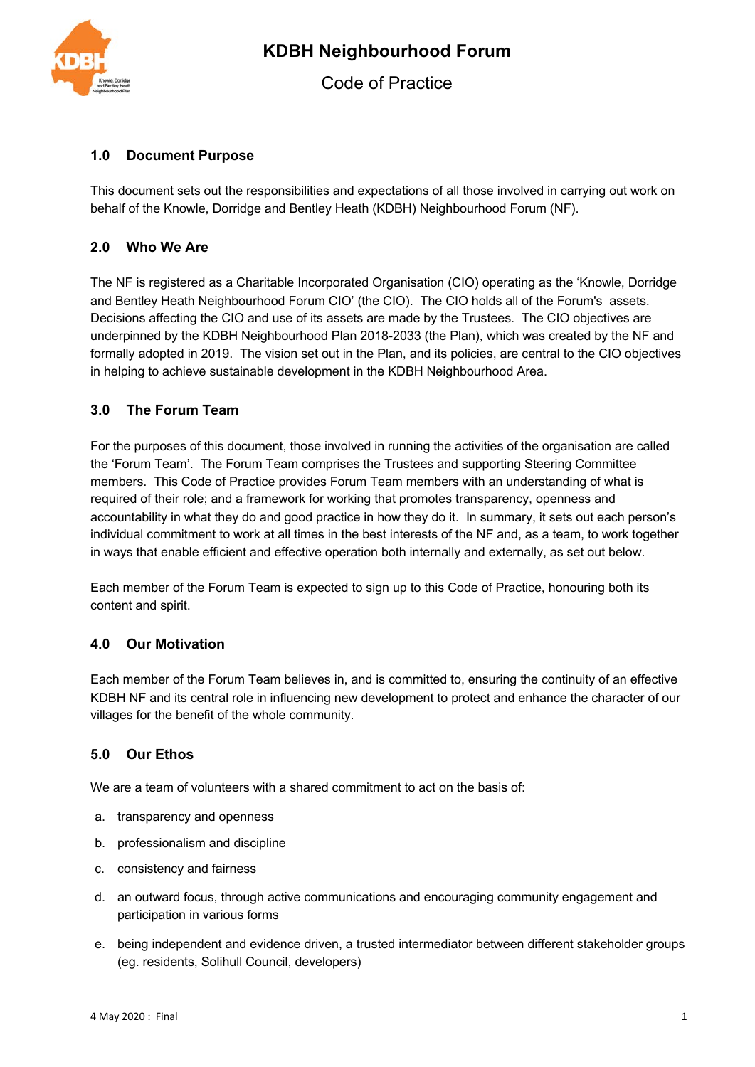# KDBH Neighbourhood Forum

## Code of Practice

### 1.0 Document Purpose

This document sets out the responsibilities and expectations of all those involved in carrying out work on behalf of the Knowle, Dorridge and Bentley Heath (KDBH) Neighbourhood Forum (NF).

### 2.0 Who We Are

The NF is registered as a Charitable Incorporated Organisation (CIO) operating as the 'Knowle, Dorridge and Bentley Heath Neighbourhood Forum CIO' (the CIO). The CIO holds all of the Forum's assets. Decisions affecting the CIO and use of its assets are made by the Trustees. The CIO objectives are underpinned by the KDBH Neighbourhood Plan 2018-2033 (the Plan), which was created by the NF and formally adopted in 2019. The vision set out in the Plan, and its policies, are central to the CIO objectives in helping to achieve sustainable development in the KDBH Neighbourhood Area.

### 3.0 The Forum Team

For the purposes of this document, those involved in running the activities of the organisation are called the 'Forum Team'. The Forum Team comprises the Trustees and supporting Steering Committee members. This Code of Practice provides Forum Team members with an understanding of what is required of their role; and a framework for working that promotes transparency, openness and accountability in what they do and good practice in how they do it. In summary, it sets out each person's individual commitment to work at all times in the best interests of the NF and, as a team, to work together in ways that enable efficient and effective operation both internally and externally, as set out below.

Each member of the Forum Team is expected to sign up to this Code of Practice, honouring both its content and spirit.

### 4.0 Our Motivation

Each member of the Forum Team believes in, and is committed to, ensuring the continuity of an effective KDBH NF and its central role in influencing new development to protect and enhance the character of our villages for the benefit of the whole community.

### 5.0 Our Ethos

We are a team of volunteers with a shared commitment to act on the basis of:

a. transparency and openness

b. professionalism and discipline

c. consistency and fairness

d. an outward focus, through active communications and encouraging community engagement and participation in various forms

e. being independent and evidence driven, a trusted intermediator between different stakeholder groups (eg. residents, Solihull Council, developers)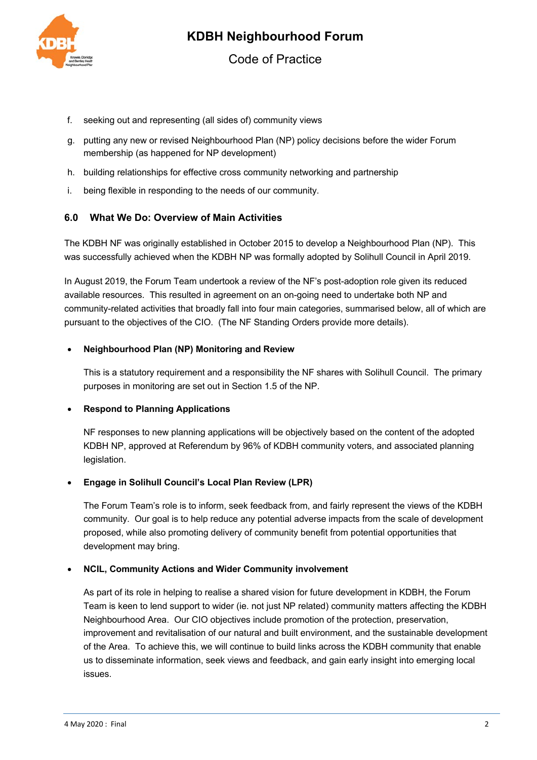f. seeking out and representing (all sides of) community views

g. putting any new or revised Neighbourhood Plan (NP) policy decisions before the wider Forum membership (as happened for NP development)

h. building relationships for effective cross community networking and partnership

i. being flexible in responding to the needs of our community.

### 6.0 What We Do: Overview of Main Activities

The KDBH NF was originally established in October 2015 to develop a Neighbourhood Plan (NP). This was successfully achieved when the KDBH NP was formally adopted by Solihull Council in April 2019.

In August 2019, the Forum Team undertook a review of the NF's post-adoption role given its reduced available resources. This resulted in agreement on an on-going need to undertake both NP and community-related activities that broadly fall into four main categories, summarised below, all of which are pursuant to the objectives of the CIO. (The NF Standing Orders provide more details).

- **Neighbourhood Plan (NP) Monitoring and Review**

  This is a statutory requirement and a responsibility the NF shares with Solihull Council. The primary purposes in monitoring are set out in Section 1.5 of the NP.

- **Respond to Planning Applications**

  NF responses to new planning applications will be objectively based on the content of the adopted KDBH NP, approved at Referendum by 96% of KDBH community voters, and associated planning legislation.

- **Engage in Solihull Council's Local Plan Review (LPR)**

  The Forum Team's role is to inform, seek feedback from, and fairly represent the views of the KDBH community. Our goal is to help reduce any potential adverse impacts from the scale of development proposed, while also promoting delivery of community benefit from potential opportunities that development may bring.

- **NCIL, Community Actions and Wider Community involvement**

  As part of its role in helping to realise a shared vision for future development in KDBH, the Forum Team is keen to lend support to wider (ie. not just NP related) community matters affecting the KDBH Neighbourhood Area. Our CIO objectives include promotion of the protection, preservation, improvement and revitalisation of our natural and built environment, and the sustainable development of the Area. To achieve this, we will continue to build links across the KDBH community that enable us to disseminate information, seek views and feedback, and gain early insight into emerging local issues.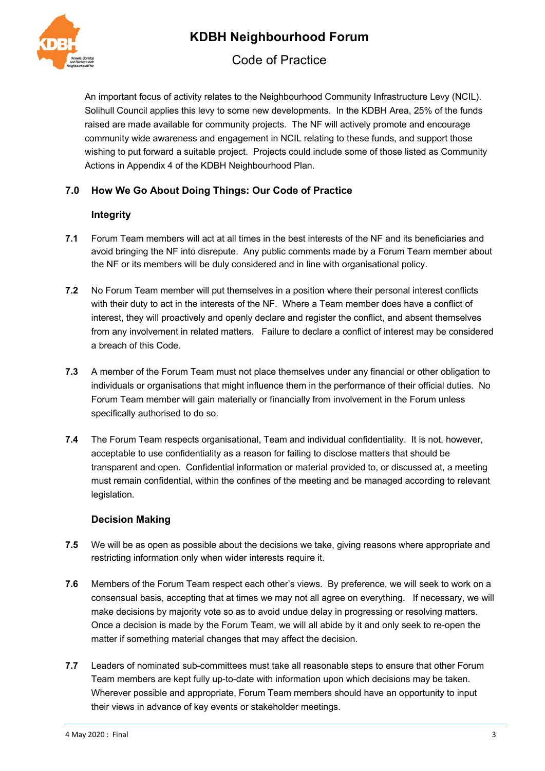An important focus of activity relates to the Neighbourhood Community Infrastructure Levy (NCIL). Solihull Council applies this levy to some new developments. In the KDBH Area, 25% of the funds raised are made available for community projects. The NF will actively promote and encourage community wide awareness and engagement in NCIL relating to these funds, and support those wishing to put forward a suitable project. Projects could include some of those listed as Community Actions in Appendix 4 of the KDBH Neighbourhood Plan.

## 7.0 How We Go About Doing Things: Our Code of Practice

### Integrity

**7.1** Forum Team members will act at all times in the best interests of the NF and its beneficiaries and avoid bringing the NF into disrepute. Any public comments made by a Forum Team member about the NF or its members will be duly considered and in line with organisational policy.

**7.2** No Forum Team member will put themselves in a position where their personal interest conflicts with their duty to act in the interests of the NF. Where a Team member does have a conflict of interest, they will proactively and openly declare and register the conflict, and absent themselves from any involvement in related matters. Failure to declare a conflict of interest may be considered a breach of this Code.

**7.3** A member of the Forum Team must not place themselves under any financial or other obligation to individuals or organisations that might influence them in the performance of their official duties. No Forum Team member will gain materially or financially from involvement in the Forum unless specifically authorised to do so.

**7.4** The Forum Team respects organisational, Team and individual confidentiality. It is not, however, acceptable to use confidentiality as a reason for failing to disclose matters that should be transparent and open. Confidential information or material provided to, or discussed at, a meeting must remain confidential, within the confines of the meeting and be managed according to relevant legislation.

### Decision Making

**7.5** We will be as open as possible about the decisions we take, giving reasons where appropriate and restricting information only when wider interests require it.

**7.6** Members of the Forum Team respect each other's views. By preference, we will seek to work on a consensual basis, accepting that at times we may not all agree on everything. If necessary, we will make decisions by majority vote so as to avoid undue delay in progressing or resolving matters. Once a decision is made by the Forum Team, we will all abide by it and only seek to re-open the matter if something material changes that may affect the decision.

**7.7** Leaders of nominated sub-committees must take all reasonable steps to ensure that other Forum Team members are kept fully up-to-date with information upon which decisions may be taken. Wherever possible and appropriate, Forum Team members should have an opportunity to input their views in advance of key events or stakeholder meetings.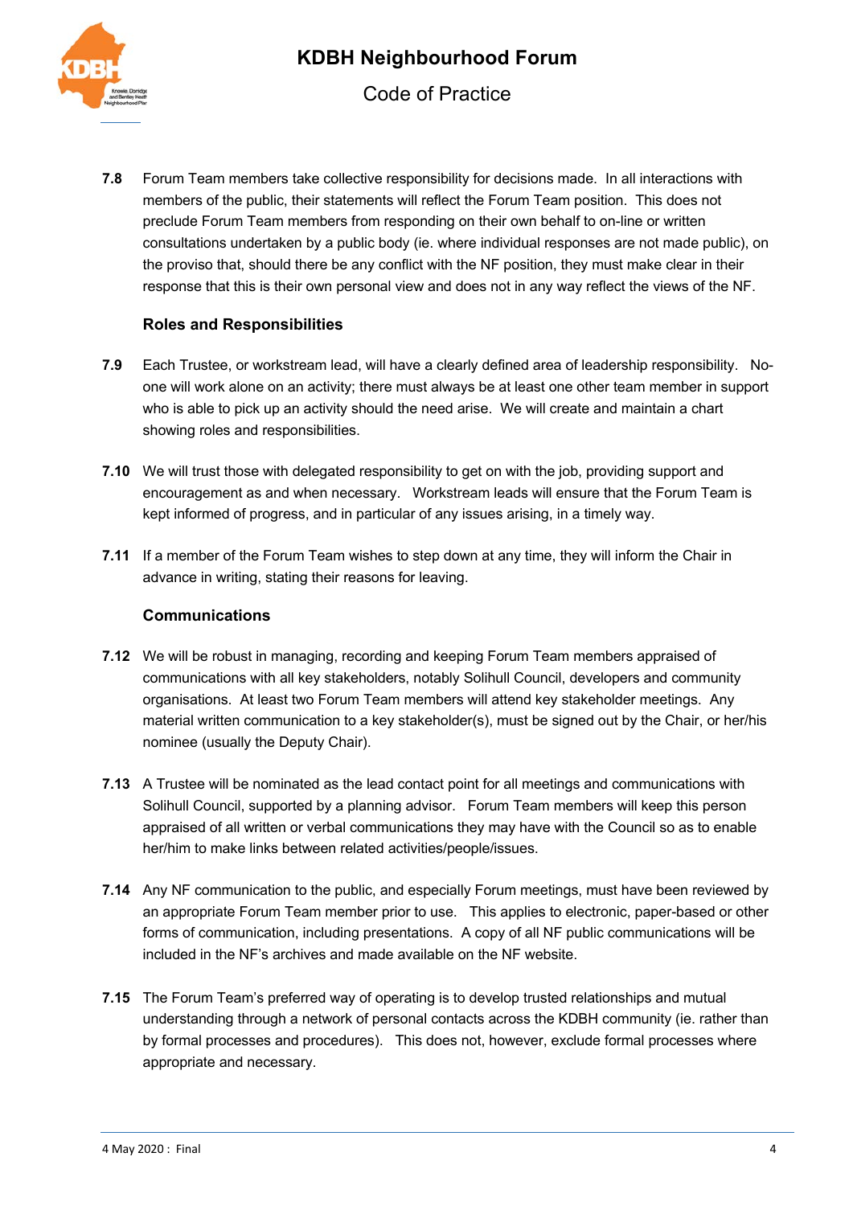**7.8** Forum Team members take collective responsibility for decisions made. In all interactions with members of the public, their statements will reflect the Forum Team position. This does not preclude Forum Team members from responding on their own behalf to on-line or written consultations undertaken by a public body (ie. where individual responses are not made public), on the proviso that, should there be any conflict with the NF position, they must make clear in their response that this is their own personal view and does not in any way reflect the views of the NF.

### Roles and Responsibilities

**7.9** Each Trustee, or workstream lead, will have a clearly defined area of leadership responsibility. No-one will work alone on an activity; there must always be at least one other team member in support who is able to pick up an activity should the need arise. We will create and maintain a chart showing roles and responsibilities.

**7.10** We will trust those with delegated responsibility to get on with the job, providing support and encouragement as and when necessary. Workstream leads will ensure that the Forum Team is kept informed of progress, and in particular of any issues arising, in a timely way.

**7.11** If a member of the Forum Team wishes to step down at any time, they will inform the Chair in advance in writing, stating their reasons for leaving.

### Communications

**7.12** We will be robust in managing, recording and keeping Forum Team members appraised of communications with all key stakeholders, notably Solihull Council, developers and community organisations. At least two Forum Team members will attend key stakeholder meetings. Any material written communication to a key stakeholder(s), must be signed out by the Chair, or her/his nominee (usually the Deputy Chair).

**7.13** A Trustee will be nominated as the lead contact point for all meetings and communications with Solihull Council, supported by a planning advisor. Forum Team members will keep this person appraised of all written or verbal communications they may have with the Council so as to enable her/him to make links between related activities/people/issues.

**7.14** Any NF communication to the public, and especially Forum meetings, must have been reviewed by an appropriate Forum Team member prior to use. This applies to electronic, paper-based or other forms of communication, including presentations. A copy of all NF public communications will be included in the NF's archives and made available on the NF website.

**7.15** The Forum Team's preferred way of operating is to develop trusted relationships and mutual understanding through a network of personal contacts across the KDBH community (ie. rather than by formal processes and procedures). This does not, however, exclude formal processes where appropriate and necessary.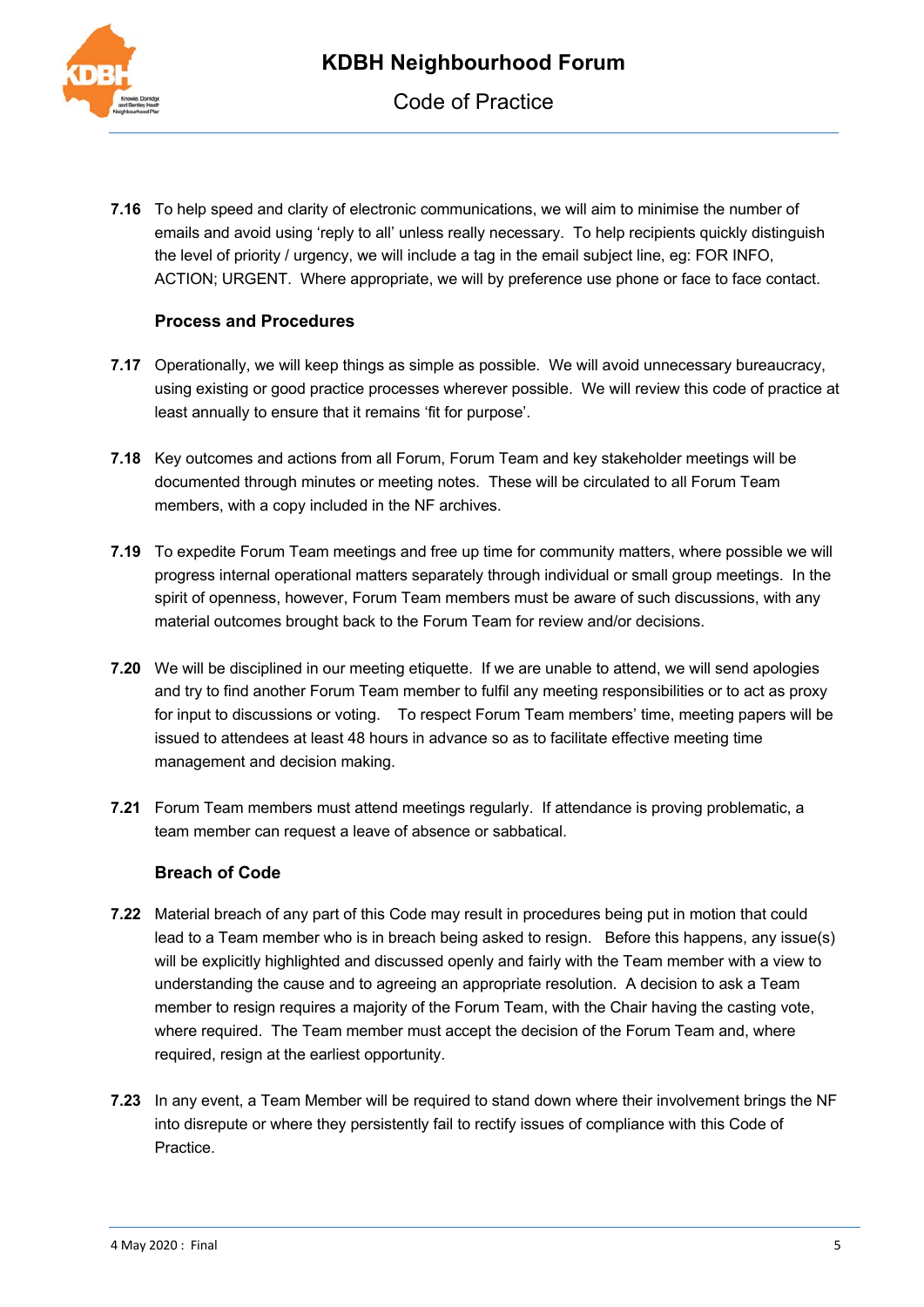**7.16** To help speed and clarity of electronic communications, we will aim to minimise the number of emails and avoid using 'reply to all' unless really necessary. To help recipients quickly distinguish the level of priority / urgency, we will include a tag in the email subject line, eg: FOR INFO, ACTION; URGENT. Where appropriate, we will by preference use phone or face to face contact.

### Process and Procedures

**7.17** Operationally, we will keep things as simple as possible. We will avoid unnecessary bureaucracy, using existing or good practice processes wherever possible. We will review this code of practice at least annually to ensure that it remains 'fit for purpose'.

**7.18** Key outcomes and actions from all Forum, Forum Team and key stakeholder meetings will be documented through minutes or meeting notes. These will be circulated to all Forum Team members, with a copy included in the NF archives.

**7.19** To expedite Forum Team meetings and free up time for community matters, where possible we will progress internal operational matters separately through individual or small group meetings. In the spirit of openness, however, Forum Team members must be aware of such discussions, with any material outcomes brought back to the Forum Team for review and/or decisions.

**7.20** We will be disciplined in our meeting etiquette. If we are unable to attend, we will send apologies and try to find another Forum Team member to fulfil any meeting responsibilities or to act as proxy for input to discussions or voting. To respect Forum Team members' time, meeting papers will be issued to attendees at least 48 hours in advance so as to facilitate effective meeting time management and decision making.

**7.21** Forum Team members must attend meetings regularly. If attendance is proving problematic, a team member can request a leave of absence or sabbatical.

### Breach of Code

**7.22** Material breach of any part of this Code may result in procedures being put in motion that could lead to a Team member who is in breach being asked to resign. Before this happens, any issue(s) will be explicitly highlighted and discussed openly and fairly with the Team member with a view to understanding the cause and to agreeing an appropriate resolution. A decision to ask a Team member to resign requires a majority of the Forum Team, with the Chair having the casting vote, where required. The Team member must accept the decision of the Forum Team and, where required, resign at the earliest opportunity.

**7.23** In any event, a Team Member will be required to stand down where their involvement brings the NF into disrepute or where they persistently fail to rectify issues of compliance with this Code of Practice.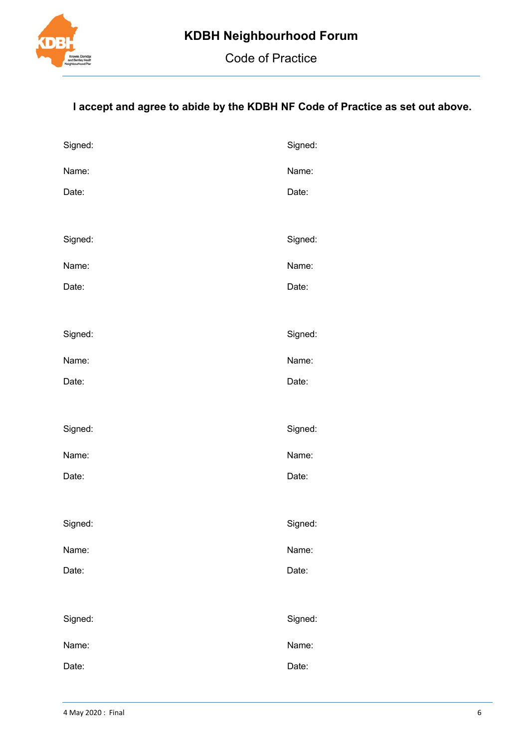**I accept and agree to abide by the KDBH NF Code of Practice as set out above.**

| | |
|---|---|
| Signed: | Signed: |
| Name: | Name: |
| Date: | Date: |
| | |
| Signed: | Signed: |
| Name: | Name: |
| Date: | Date: |
| | |
| Signed: | Signed: |
| Name: | Name: |
| Date: | Date: |
| | |
| Signed: | Signed: |
| Name: | Name: |
| Date: | Date: |
| | |
| Signed: | Signed: |
| Name: | Name: |
| Date: | Date: |
| | |
| Signed: | Signed: |
| Name: | Name: |
| Date: | Date: |

4 May 2020 : Final